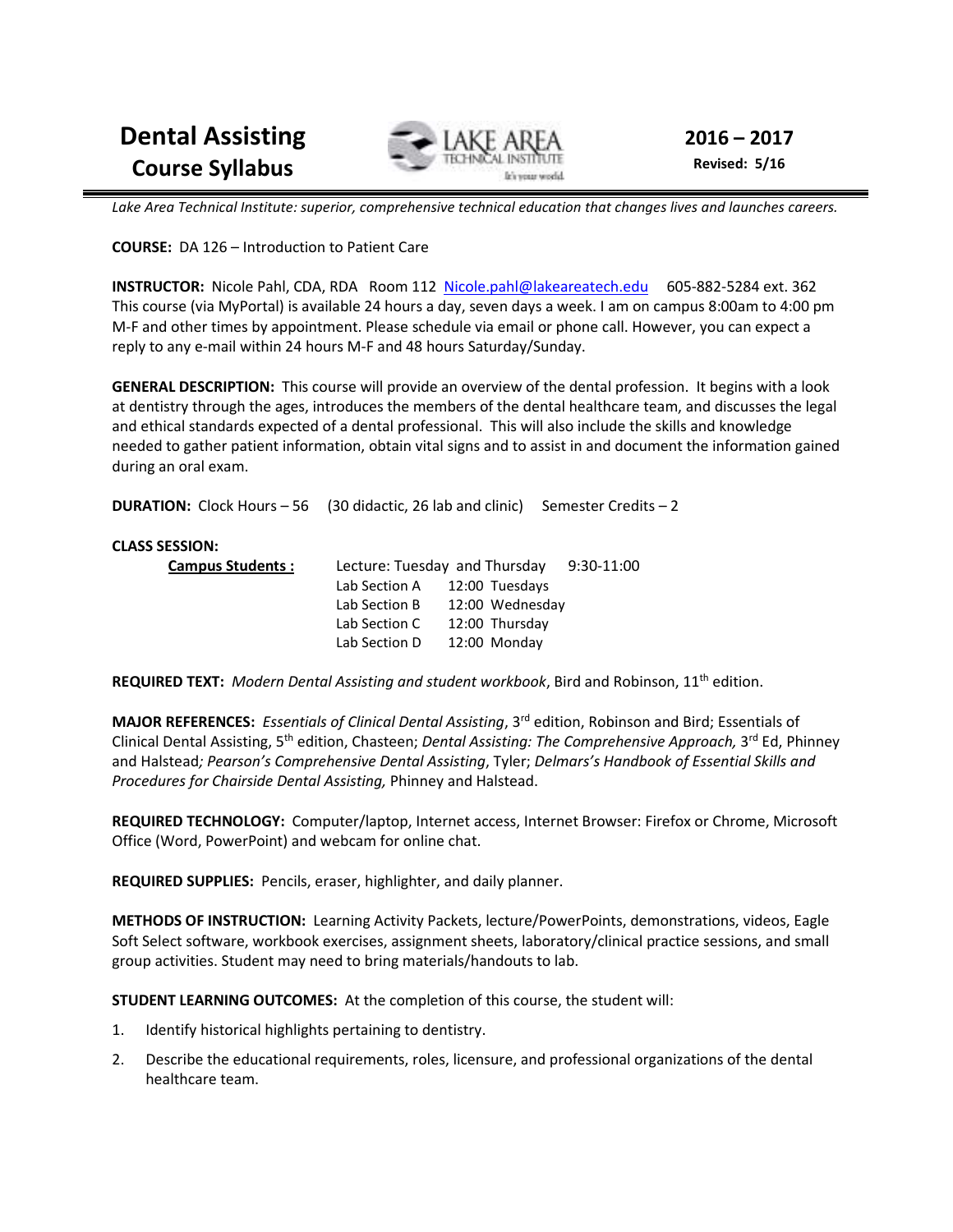# Dental Assisting Course Syllabus

**2016 – 2017**
**Revised: 5/16**

*Lake Area Technical Institute: superior, comprehensive technical education that changes lives and launches careers.*

**COURSE:** DA 126 – Introduction to Patient Care

**INSTRUCTOR:** Nicole Pahl, CDA, RDA Room 112 Nicole.pahl@lakeareatech.edu 605-882-5284 ext. 362 This course (via MyPortal) is available 24 hours a day, seven days a week. I am on campus 8:00am to 4:00 pm M-F and other times by appointment. Please schedule via email or phone call. However, you can expect a reply to any e-mail within 24 hours M-F and 48 hours Saturday/Sunday.

**GENERAL DESCRIPTION:** This course will provide an overview of the dental profession. It begins with a look at dentistry through the ages, introduces the members of the dental healthcare team, and discusses the legal and ethical standards expected of a dental professional. This will also include the skills and knowledge needed to gather patient information, obtain vital signs and to assist in and document the information gained during an oral exam.

**DURATION:** Clock Hours – 56 (30 didactic, 26 lab and clinic) Semester Credits – 2

**CLASS SESSION:**

**Campus Students :**

| | | |
|---|---|---|
| Lecture: Tuesday and Thursday | | 9:30-11:00 |
| Lab Section A | 12:00 Tuesdays | |
| Lab Section B | 12:00 Wednesday | |
| Lab Section C | 12:00 Thursday | |
| Lab Section D | 12:00 Monday | |

**REQUIRED TEXT:** *Modern Dental Assisting and student workbook*, Bird and Robinson, 11th edition.

**MAJOR REFERENCES:** *Essentials of Clinical Dental Assisting*, 3rd edition, Robinson and Bird; Essentials of Clinical Dental Assisting, 5th edition, Chasteen; *Dental Assisting: The Comprehensive Approach,* 3rd Ed, Phinney and Halstead*; Pearson's Comprehensive Dental Assisting*, Tyler; *Delmars's Handbook of Essential Skills and Procedures for Chairside Dental Assisting,* Phinney and Halstead.

**REQUIRED TECHNOLOGY:** Computer/laptop, Internet access, Internet Browser: Firefox or Chrome, Microsoft Office (Word, PowerPoint) and webcam for online chat.

**REQUIRED SUPPLIES:** Pencils, eraser, highlighter, and daily planner.

**METHODS OF INSTRUCTION:** Learning Activity Packets, lecture/PowerPoints, demonstrations, videos, Eagle Soft Select software, workbook exercises, assignment sheets, laboratory/clinical practice sessions, and small group activities. Student may need to bring materials/handouts to lab.

**STUDENT LEARNING OUTCOMES:** At the completion of this course, the student will:

1. Identify historical highlights pertaining to dentistry.
2. Describe the educational requirements, roles, licensure, and professional organizations of the dental healthcare team.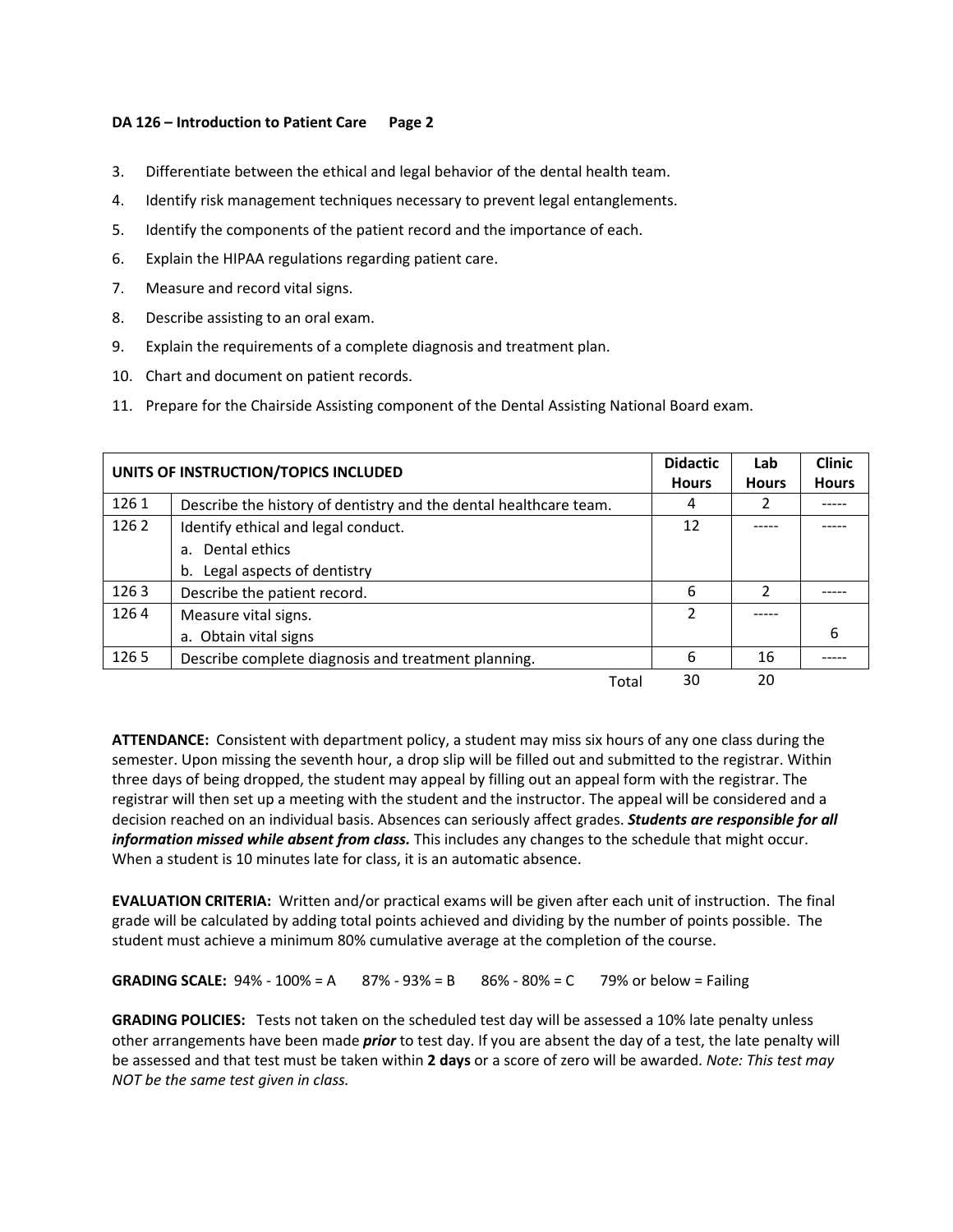3. Differentiate between the ethical and legal behavior of the dental health team.
4. Identify risk management techniques necessary to prevent legal entanglements.
5. Identify the components of the patient record and the importance of each.
6. Explain the HIPAA regulations regarding patient care.
7. Measure and record vital signs.
8. Describe assisting to an oral exam.
9. Explain the requirements of a complete diagnosis and treatment plan.
10. Chart and document on patient records.
11. Prepare for the Chairside Assisting component of the Dental Assisting National Board exam.

| UNITS OF INSTRUCTION/TOPICS INCLUDED | | Didactic Hours | Lab Hours | Clinic Hours |
|---|---|---|---|---|
| 126 1 | Describe the history of dentistry and the dental healthcare team. | 4 | 2 | ----- |
| 126 2 | Identify ethical and legal conduct.<br>a. Dental ethics<br>b. Legal aspects of dentistry | 12 | ----- | ----- |
| 126 3 | Describe the patient record. | 6 | 2 | ----- |
| 126 4 | Measure vital signs.<br>a. Obtain vital signs | 2 | ----- | <br>6 |
| 126 5 | Describe complete diagnosis and treatment planning. | 6 | 16 | ----- |
| | Total | 30 | 20 | |

**ATTENDANCE:** Consistent with department policy, a student may miss six hours of any one class during the semester. Upon missing the seventh hour, a drop slip will be filled out and submitted to the registrar. Within three days of being dropped, the student may appeal by filling out an appeal form with the registrar. The registrar will then set up a meeting with the student and the instructor. The appeal will be considered and a decision reached on an individual basis. Absences can seriously affect grades. ***Students are responsible for all information missed while absent from class.*** This includes any changes to the schedule that might occur. When a student is 10 minutes late for class, it is an automatic absence.

**EVALUATION CRITERIA:** Written and/or practical exams will be given after each unit of instruction. The final grade will be calculated by adding total points achieved and dividing by the number of points possible. The student must achieve a minimum 80% cumulative average at the completion of the course.

**GRADING SCALE:** 94% - 100% = A  87% - 93% = B  86% - 80% = C  79% or below = Failing

**GRADING POLICIES:** Tests not taken on the scheduled test day will be assessed a 10% late penalty unless other arrangements have been made ***prior*** to test day. If you are absent the day of a test, the late penalty will be assessed and that test must be taken within **2 days** or a score of zero will be awarded. *Note: This test may NOT be the same test given in class.*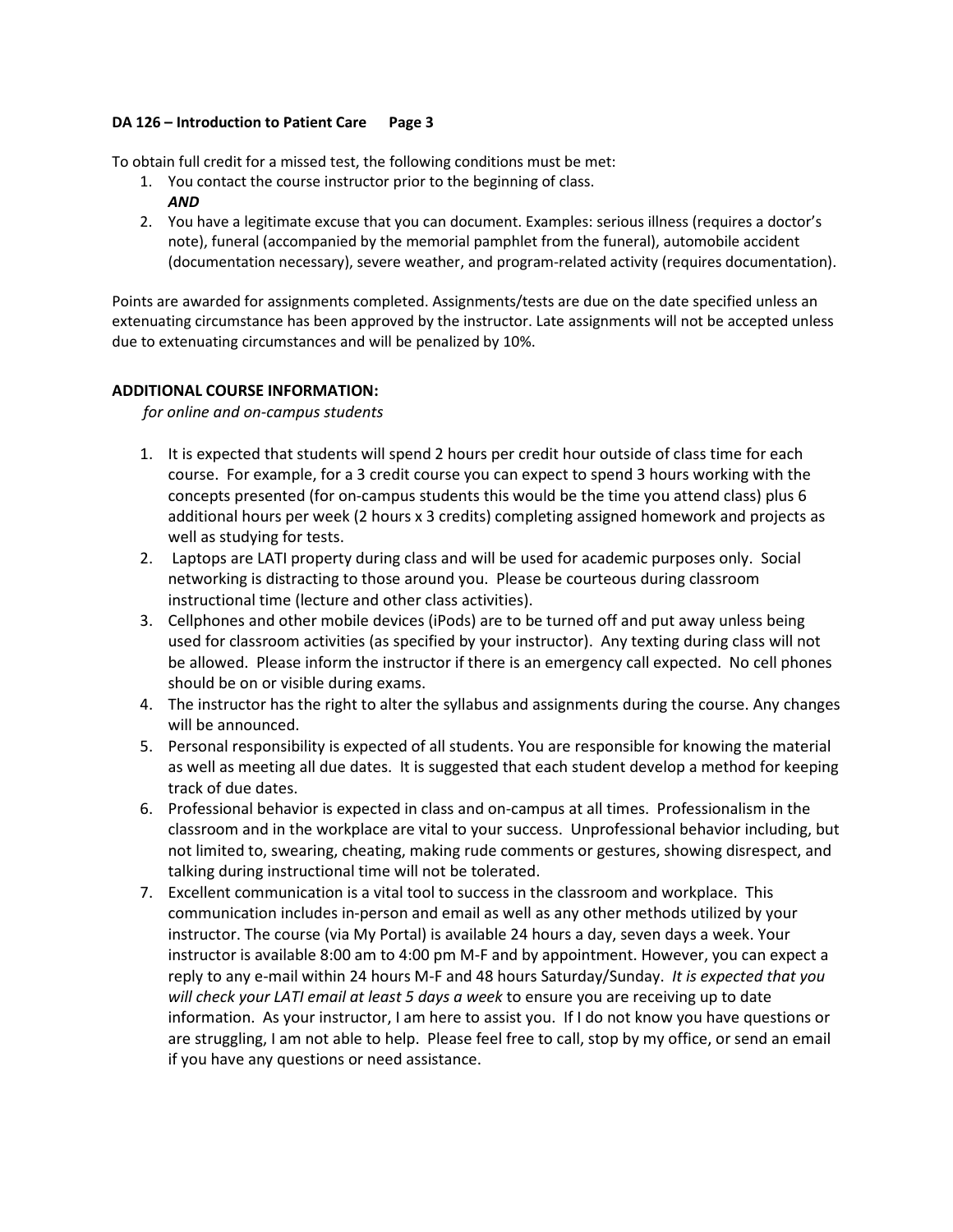To obtain full credit for a missed test, the following conditions must be met:

1. You contact the course instructor prior to the beginning of class.
   ***AND***
2. You have a legitimate excuse that you can document. Examples: serious illness (requires a doctor's note), funeral (accompanied by the memorial pamphlet from the funeral), automobile accident (documentation necessary), severe weather, and program-related activity (requires documentation).

Points are awarded for assignments completed. Assignments/tests are due on the date specified unless an extenuating circumstance has been approved by the instructor. Late assignments will not be accepted unless due to extenuating circumstances and will be penalized by 10%.

## ADDITIONAL COURSE INFORMATION:

*for online and on-campus students*

1. It is expected that students will spend 2 hours per credit hour outside of class time for each course. For example, for a 3 credit course you can expect to spend 3 hours working with the concepts presented (for on-campus students this would be the time you attend class) plus 6 additional hours per week (2 hours x 3 credits) completing assigned homework and projects as well as studying for tests.
2. Laptops are LATI property during class and will be used for academic purposes only. Social networking is distracting to those around you. Please be courteous during classroom instructional time (lecture and other class activities).
3. Cellphones and other mobile devices (iPods) are to be turned off and put away unless being used for classroom activities (as specified by your instructor). Any texting during class will not be allowed. Please inform the instructor if there is an emergency call expected. No cell phones should be on or visible during exams.
4. The instructor has the right to alter the syllabus and assignments during the course. Any changes will be announced.
5. Personal responsibility is expected of all students. You are responsible for knowing the material as well as meeting all due dates. It is suggested that each student develop a method for keeping track of due dates.
6. Professional behavior is expected in class and on-campus at all times. Professionalism in the classroom and in the workplace are vital to your success. Unprofessional behavior including, but not limited to, swearing, cheating, making rude comments or gestures, showing disrespect, and talking during instructional time will not be tolerated.
7. Excellent communication is a vital tool to success in the classroom and workplace. This communication includes in-person and email as well as any other methods utilized by your instructor. The course (via My Portal) is available 24 hours a day, seven days a week. Your instructor is available 8:00 am to 4:00 pm M-F and by appointment. However, you can expect a reply to any e-mail within 24 hours M-F and 48 hours Saturday/Sunday. *It is expected that you will check your LATI email at least 5 days a week* to ensure you are receiving up to date information. As your instructor, I am here to assist you. If I do not know you have questions or are struggling, I am not able to help. Please feel free to call, stop by my office, or send an email if you have any questions or need assistance.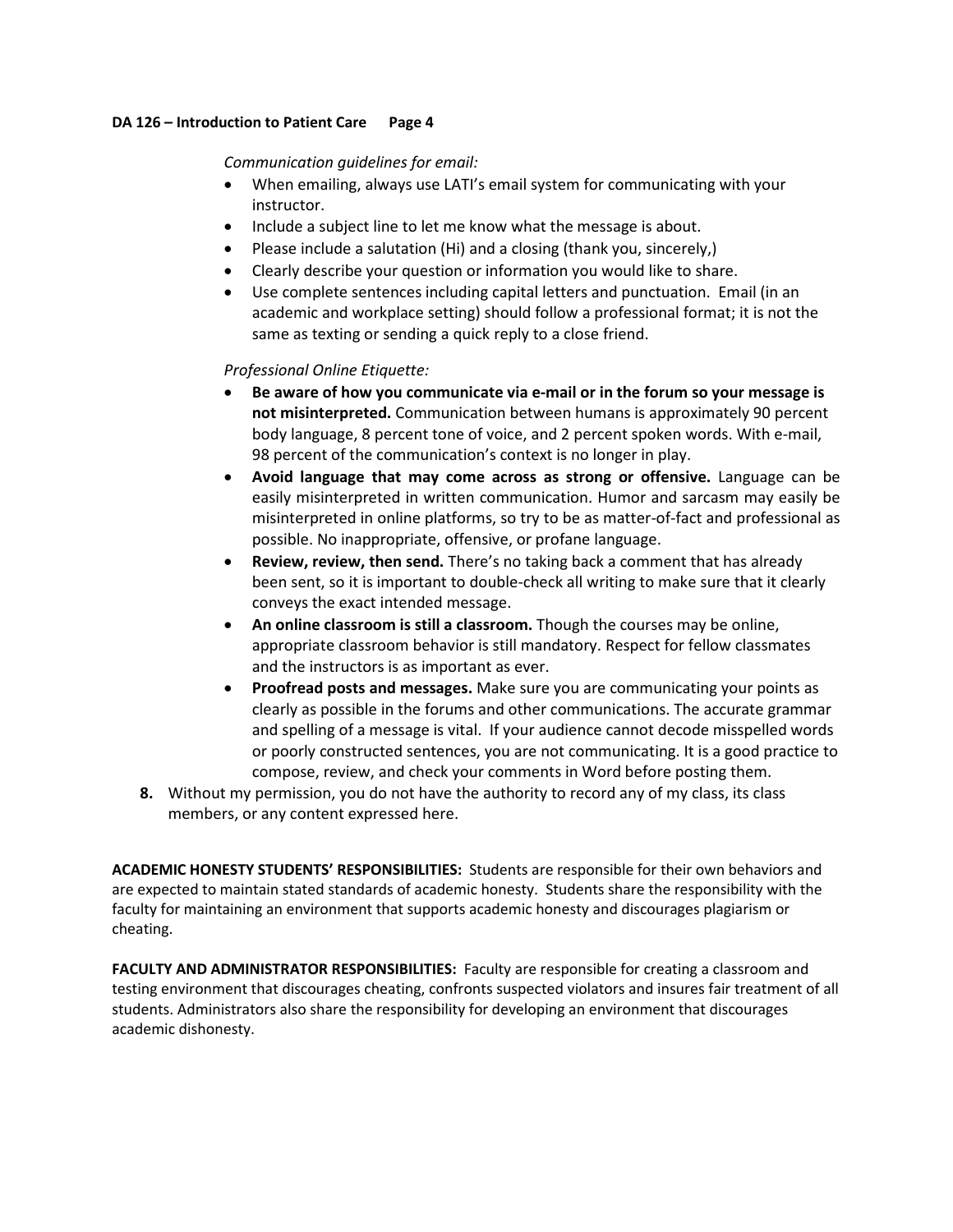*Communication guidelines for email:*

- When emailing, always use LATI's email system for communicating with your instructor.
- Include a subject line to let me know what the message is about.
- Please include a salutation (Hi) and a closing (thank you, sincerely,)
- Clearly describe your question or information you would like to share.
- Use complete sentences including capital letters and punctuation. Email (in an academic and workplace setting) should follow a professional format; it is not the same as texting or sending a quick reply to a close friend.

*Professional Online Etiquette:*

- **Be aware of how you communicate via e-mail or in the forum so your message is not misinterpreted.** Communication between humans is approximately 90 percent body language, 8 percent tone of voice, and 2 percent spoken words. With e-mail, 98 percent of the communication's context is no longer in play.
- **Avoid language that may come across as strong or offensive.** Language can be easily misinterpreted in written communication. Humor and sarcasm may easily be misinterpreted in online platforms, so try to be as matter-of-fact and professional as possible. No inappropriate, offensive, or profane language.
- **Review, review, then send.** There's no taking back a comment that has already been sent, so it is important to double-check all writing to make sure that it clearly conveys the exact intended message.
- **An online classroom is still a classroom.** Though the courses may be online, appropriate classroom behavior is still mandatory. Respect for fellow classmates and the instructors is as important as ever.
- **Proofread posts and messages.** Make sure you are communicating your points as clearly as possible in the forums and other communications. The accurate grammar and spelling of a message is vital. If your audience cannot decode misspelled words or poorly constructed sentences, you are not communicating. It is a good practice to compose, review, and check your comments in Word before posting them.

**8.** Without my permission, you do not have the authority to record any of my class, its class members, or any content expressed here.

**ACADEMIC HONESTY STUDENTS' RESPONSIBILITIES:** Students are responsible for their own behaviors and are expected to maintain stated standards of academic honesty. Students share the responsibility with the faculty for maintaining an environment that supports academic honesty and discourages plagiarism or cheating.

**FACULTY AND ADMINISTRATOR RESPONSIBILITIES:** Faculty are responsible for creating a classroom and testing environment that discourages cheating, confronts suspected violators and insures fair treatment of all students. Administrators also share the responsibility for developing an environment that discourages academic dishonesty.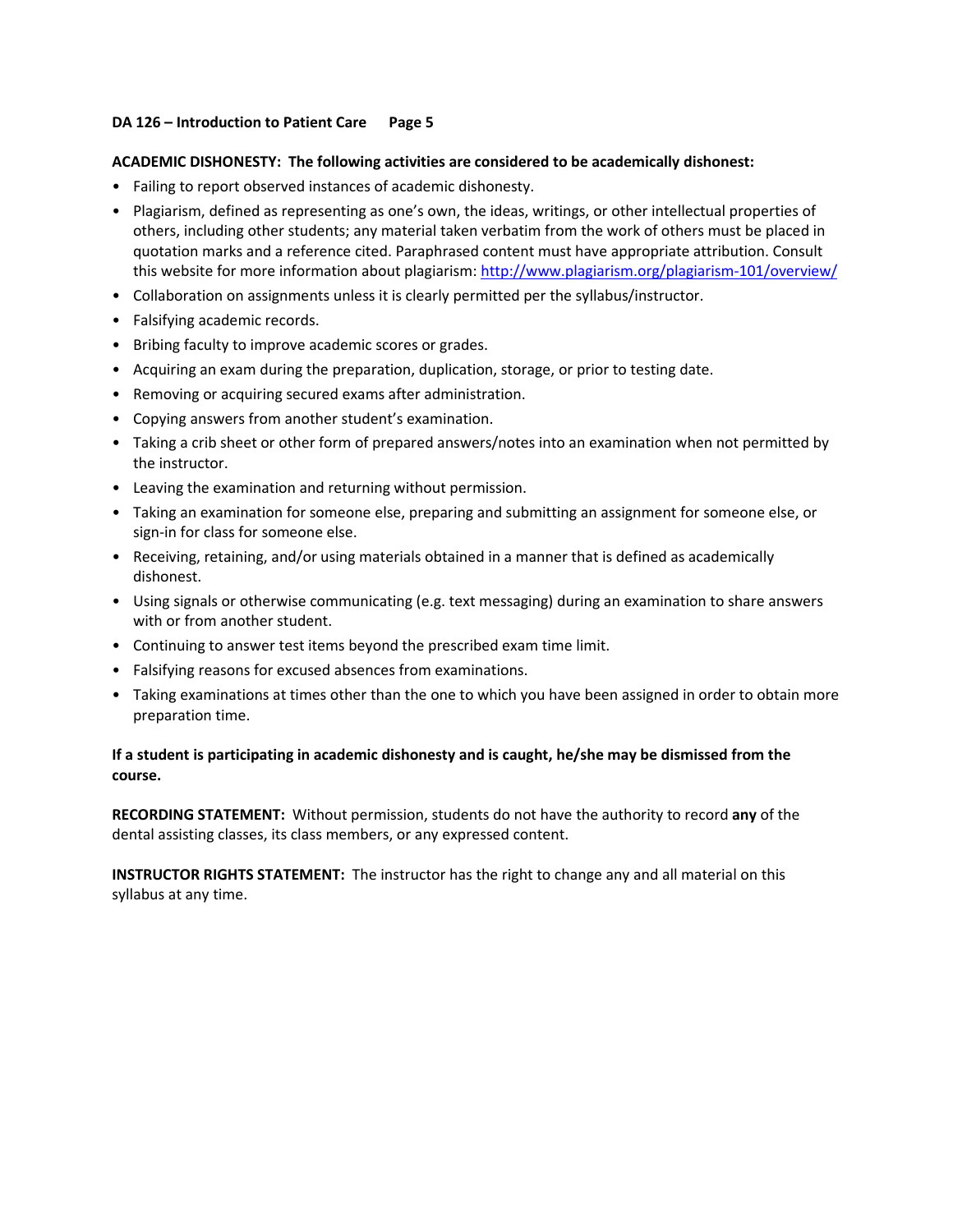**ACADEMIC DISHONESTY: The following activities are considered to be academically dishonest:**

- Failing to report observed instances of academic dishonesty.
- Plagiarism, defined as representing as one's own, the ideas, writings, or other intellectual properties of others, including other students; any material taken verbatim from the work of others must be placed in quotation marks and a reference cited. Paraphrased content must have appropriate attribution. Consult this website for more information about plagiarism: http://www.plagiarism.org/plagiarism-101/overview/
- Collaboration on assignments unless it is clearly permitted per the syllabus/instructor.
- Falsifying academic records.
- Bribing faculty to improve academic scores or grades.
- Acquiring an exam during the preparation, duplication, storage, or prior to testing date.
- Removing or acquiring secured exams after administration.
- Copying answers from another student's examination.
- Taking a crib sheet or other form of prepared answers/notes into an examination when not permitted by the instructor.
- Leaving the examination and returning without permission.
- Taking an examination for someone else, preparing and submitting an assignment for someone else, or sign-in for class for someone else.
- Receiving, retaining, and/or using materials obtained in a manner that is defined as academically dishonest.
- Using signals or otherwise communicating (e.g. text messaging) during an examination to share answers with or from another student.
- Continuing to answer test items beyond the prescribed exam time limit.
- Falsifying reasons for excused absences from examinations.
- Taking examinations at times other than the one to which you have been assigned in order to obtain more preparation time.

**If a student is participating in academic dishonesty and is caught, he/she may be dismissed from the course.**

**RECORDING STATEMENT:** Without permission, students do not have the authority to record **any** of the dental assisting classes, its class members, or any expressed content.

**INSTRUCTOR RIGHTS STATEMENT:** The instructor has the right to change any and all material on this syllabus at any time.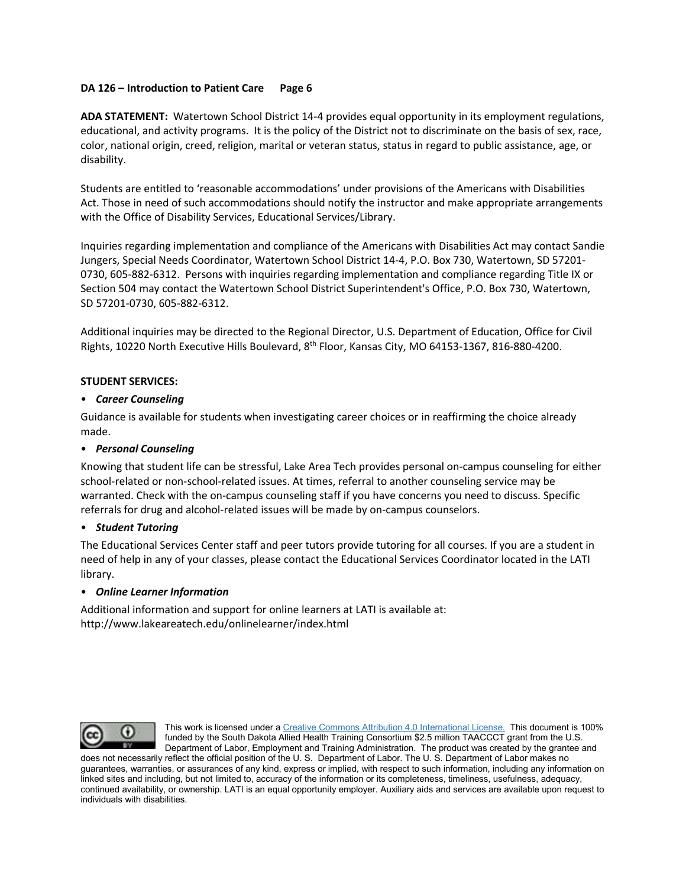**ADA STATEMENT:** Watertown School District 14-4 provides equal opportunity in its employment regulations, educational, and activity programs. It is the policy of the District not to discriminate on the basis of sex, race, color, national origin, creed, religion, marital or veteran status, status in regard to public assistance, age, or disability.

Students are entitled to 'reasonable accommodations' under provisions of the Americans with Disabilities Act. Those in need of such accommodations should notify the instructor and make appropriate arrangements with the Office of Disability Services, Educational Services/Library.

Inquiries regarding implementation and compliance of the Americans with Disabilities Act may contact Sandie Jungers, Special Needs Coordinator, Watertown School District 14-4, P.O. Box 730, Watertown, SD 57201-0730, 605-882-6312. Persons with inquiries regarding implementation and compliance regarding Title IX or Section 504 may contact the Watertown School District Superintendent's Office, P.O. Box 730, Watertown, SD 57201-0730, 605-882-6312.

Additional inquiries may be directed to the Regional Director, U.S. Department of Education, Office for Civil Rights, 10220 North Executive Hills Boulevard, 8th Floor, Kansas City, MO 64153-1367, 816-880-4200.

**STUDENT SERVICES:**

- ***Career Counseling***

Guidance is available for students when investigating career choices or in reaffirming the choice already made.

- ***Personal Counseling***

Knowing that student life can be stressful, Lake Area Tech provides personal on-campus counseling for either school-related or non-school-related issues. At times, referral to another counseling service may be warranted. Check with the on-campus counseling staff if you have concerns you need to discuss. Specific referrals for drug and alcohol-related issues will be made by on-campus counselors.

- ***Student Tutoring***

The Educational Services Center staff and peer tutors provide tutoring for all courses. If you are a student in need of help in any of your classes, please contact the Educational Services Coordinator located in the LATI library.

- ***Online Learner Information***

Additional information and support for online learners at LATI is available at: http://www.lakeareatech.edu/onlinelearner/index.html

This work is licensed under a Creative Commons Attribution 4.0 International License. This document is 100% funded by the South Dakota Allied Health Training Consortium $2.5 million TAACCCT grant from the U.S. Department of Labor, Employment and Training Administration. The product was created by the grantee and does not necessarily reflect the official position of the U. S. Department of Labor. The U. S. Department of Labor makes no guarantees, warranties, or assurances of any kind, express or implied, with respect to such information, including any information on linked sites and including, but not limited to, accuracy of the information or its completeness, timeliness, usefulness, adequacy, continued availability, or ownership. LATI is an equal opportunity employer. Auxiliary aids and services are available upon request to individuals with disabilities.